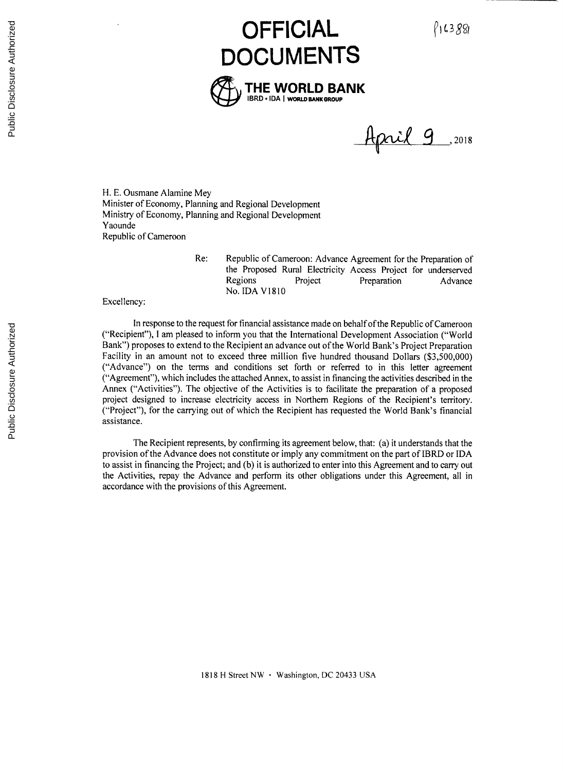# OFFICIAL DOCUMENTS

**THE WORLD BANK**
IBRD • IDA | WORLD BANK GROUP

P163881

April 9, 2018

H. E. Ousmane Alamine Mey
Minister of Economy, Planning and Regional Development
Ministry of Economy, Planning and Regional Development
Yaounde
Republic of Cameroon

Re: Republic of Cameroon: Advance Agreement for the Preparation of the Proposed Rural Electricity Access Project for underserved Regions Project Preparation Advance No. IDA V1810

Excellency:

In response to the request for financial assistance made on behalf of the Republic of Cameroon ("Recipient"), I am pleased to inform you that the International Development Association ("World Bank") proposes to extend to the Recipient an advance out of the World Bank's Project Preparation Facility in an amount not to exceed three million five hundred thousand Dollars ($3,500,000) ("Advance") on the terms and conditions set forth or referred to in this letter agreement ("Agreement"), which includes the attached Annex, to assist in financing the activities described in the Annex ("Activities"). The objective of the Activities is to facilitate the preparation of a proposed project designed to increase electricity access in Northern Regions of the Recipient's territory. ("Project"), for the carrying out of which the Recipient has requested the World Bank's financial assistance.

The Recipient represents, by confirming its agreement below, that: (a) it understands that the provision of the Advance does not constitute or imply any commitment on the part of IBRD or IDA to assist in financing the Project; and (b) it is authorized to enter into this Agreement and to carry out the Activities, repay the Advance and perform its other obligations under this Agreement, all in accordance with the provisions of this Agreement.

1818 H Street NW • Washington, DC 20433 USA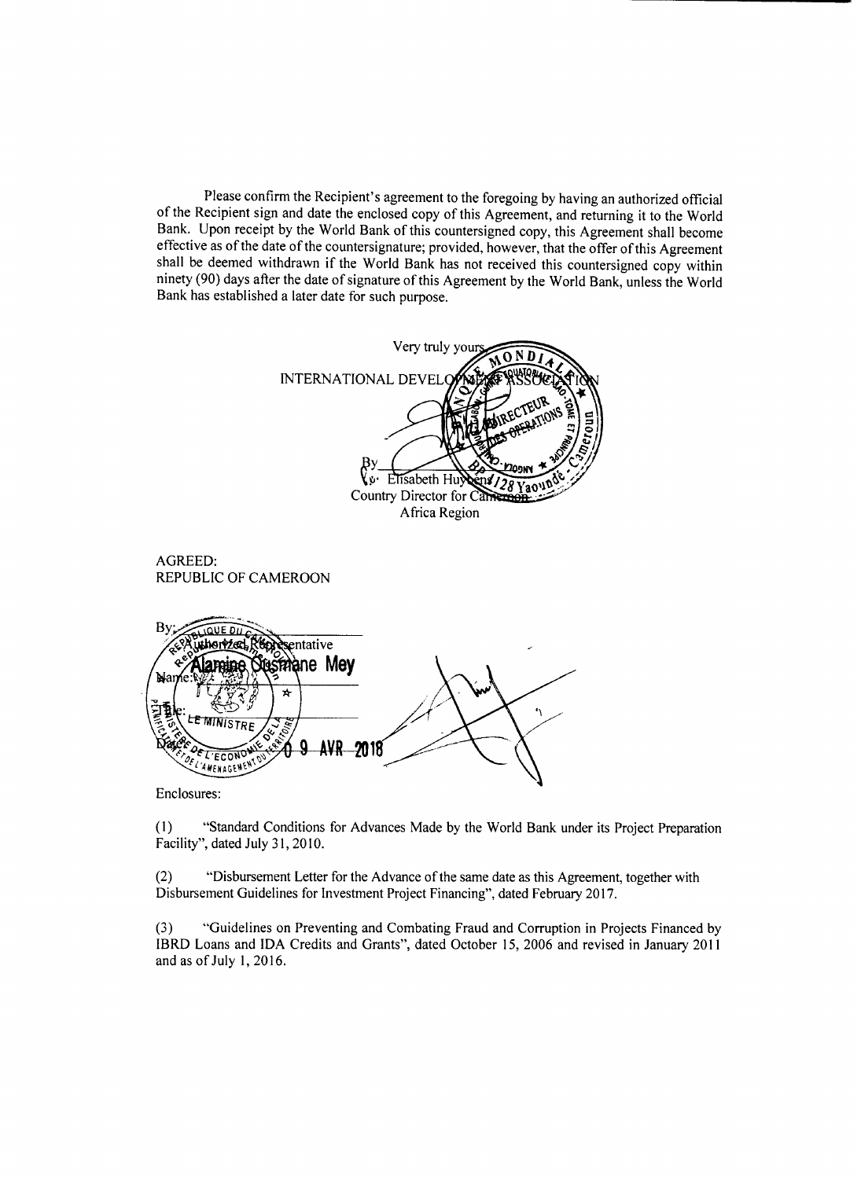Please confirm the Recipient's agreement to the foregoing by having an authorized official of the Recipient sign and date the enclosed copy of this Agreement, and returning it to the World Bank. Upon receipt by the World Bank of this countersigned copy, this Agreement shall become effective as of the date of the countersignature; provided, however, that the offer of this Agreement shall be deemed withdrawn if the World Bank has not received this countersigned copy within ninety (90) days after the date of signature of this Agreement by the World Bank, unless the World Bank has established a later date for such purpose.

Very truly yours,

INTERNATIONAL DEVELOPMENT ASSOCIATION

By

Elisabeth Huybens
Country Director for Cameroon
Africa Region

AGREED:
REPUBLIC OF CAMEROON

By: Authorized Representative

Name: Alamine Ousmane Mey

Title: LE MINISTRE

Date: 09 AVR 2018

Enclosures:

(1) "Standard Conditions for Advances Made by the World Bank under its Project Preparation Facility", dated July 31, 2010.

(2) "Disbursement Letter for the Advance of the same date as this Agreement, together with Disbursement Guidelines for Investment Project Financing", dated February 2017.

(3) "Guidelines on Preventing and Combating Fraud and Corruption in Projects Financed by IBRD Loans and IDA Credits and Grants", dated October 15, 2006 and revised in January 2011 and as of July 1, 2016.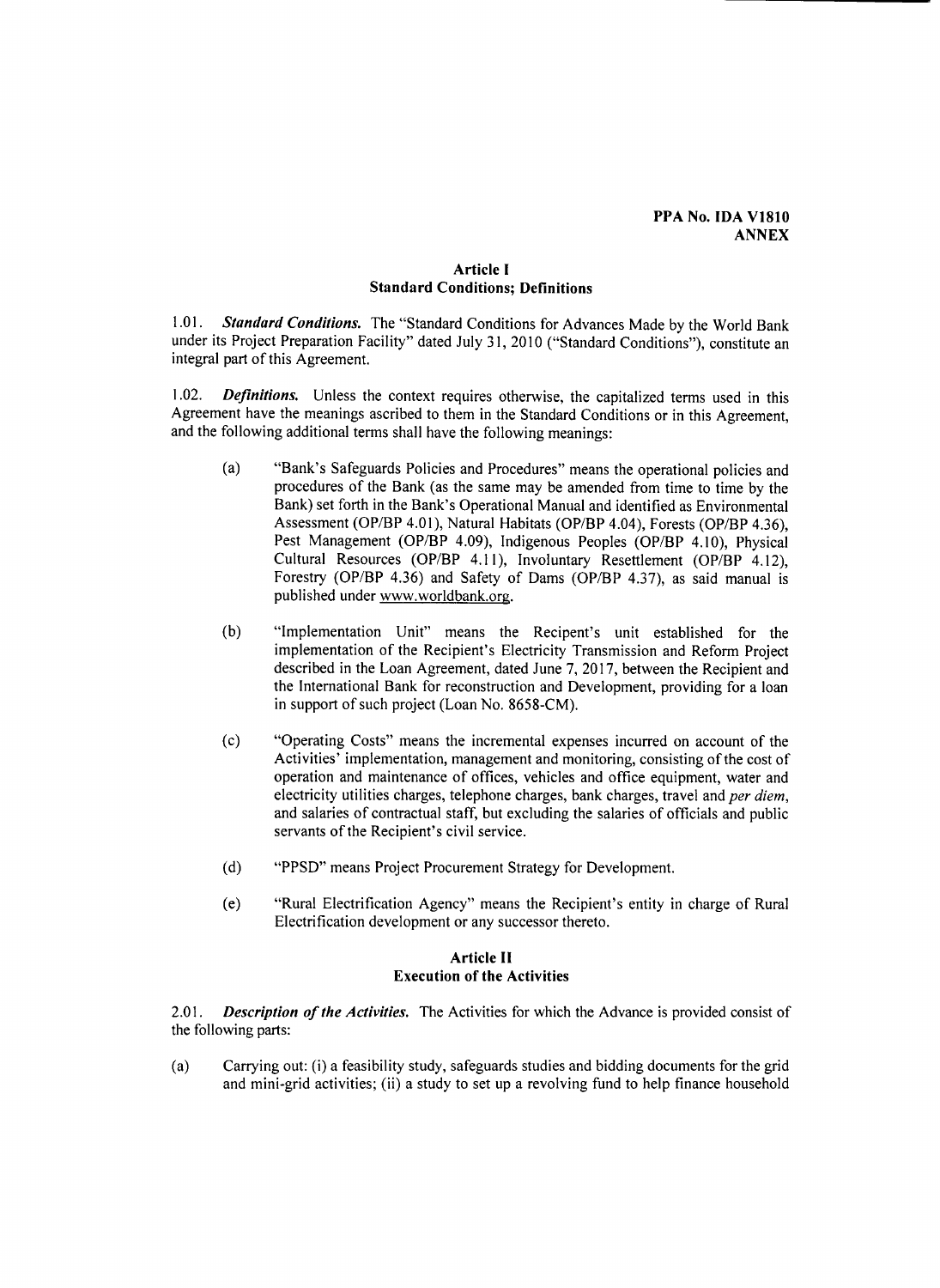**PPA No. IDA V1810**
**ANNEX**

### Article I
### Standard Conditions; Definitions

1.01. ***Standard Conditions.*** The "Standard Conditions for Advances Made by the World Bank under its Project Preparation Facility" dated July 31, 2010 ("Standard Conditions"), constitute an integral part of this Agreement.

1.02. ***Definitions.*** Unless the context requires otherwise, the capitalized terms used in this Agreement have the meanings ascribed to them in the Standard Conditions or in this Agreement, and the following additional terms shall have the following meanings:

(a) "Bank's Safeguards Policies and Procedures" means the operational policies and procedures of the Bank (as the same may be amended from time to time by the Bank) set forth in the Bank's Operational Manual and identified as Environmental Assessment (OP/BP 4.01), Natural Habitats (OP/BP 4.04), Forests (OP/BP 4.36), Pest Management (OP/BP 4.09), Indigenous Peoples (OP/BP 4.10), Physical Cultural Resources (OP/BP 4.11), Involuntary Resettlement (OP/BP 4.12), Forestry (OP/BP 4.36) and Safety of Dams (OP/BP 4.37), as said manual is published under www.worldbank.org.

(b) "Implementation Unit" means the Recipent's unit established for the implementation of the Recipient's Electricity Transmission and Reform Project described in the Loan Agreement, dated June 7, 2017, between the Recipient and the International Bank for reconstruction and Development, providing for a loan in support of such project (Loan No. 8658-CM).

(c) "Operating Costs" means the incremental expenses incurred on account of the Activities' implementation, management and monitoring, consisting of the cost of operation and maintenance of offices, vehicles and office equipment, water and electricity utilities charges, telephone charges, bank charges, travel and *per diem*, and salaries of contractual staff, but excluding the salaries of officials and public servants of the Recipient's civil service.

(d) "PPSD" means Project Procurement Strategy for Development.

(e) "Rural Electrification Agency" means the Recipient's entity in charge of Rural Electrification development or any successor thereto.

### Article II
### Execution of the Activities

2.01. ***Description of the Activities.*** The Activities for which the Advance is provided consist of the following parts:

(a) Carrying out: (i) a feasibility study, safeguards studies and bidding documents for the grid and mini-grid activities; (ii) a study to set up a revolving fund to help finance household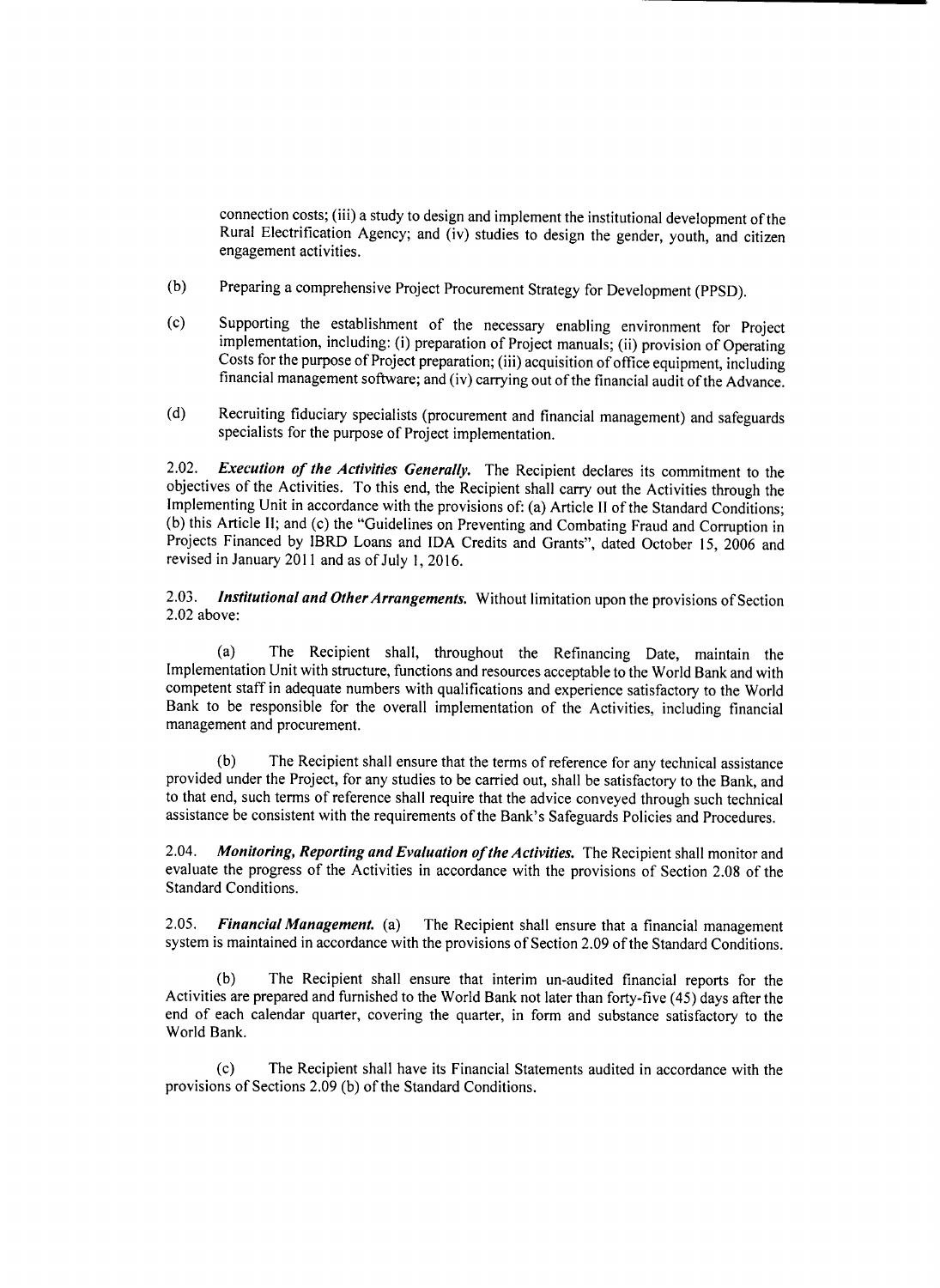connection costs; (iii) a study to design and implement the institutional development of the Rural Electrification Agency; and (iv) studies to design the gender, youth, and citizen engagement activities.

(b) Preparing a comprehensive Project Procurement Strategy for Development (PPSD).

(c) Supporting the establishment of the necessary enabling environment for Project implementation, including: (i) preparation of Project manuals; (ii) provision of Operating Costs for the purpose of Project preparation; (iii) acquisition of office equipment, including financial management software; and (iv) carrying out of the financial audit of the Advance.

(d) Recruiting fiduciary specialists (procurement and financial management) and safeguards specialists for the purpose of Project implementation.

2.02. ***Execution of the Activities Generally.*** The Recipient declares its commitment to the objectives of the Activities. To this end, the Recipient shall carry out the Activities through the Implementing Unit in accordance with the provisions of: (a) Article II of the Standard Conditions; (b) this Article II; and (c) the "Guidelines on Preventing and Combating Fraud and Corruption in Projects Financed by IBRD Loans and IDA Credits and Grants", dated October 15, 2006 and revised in January 2011 and as of July 1, 2016.

2.03. ***Institutional and Other Arrangements.*** Without limitation upon the provisions of Section 2.02 above:

(a) The Recipient shall, throughout the Refinancing Date, maintain the Implementation Unit with structure, functions and resources acceptable to the World Bank and with competent staff in adequate numbers with qualifications and experience satisfactory to the World Bank to be responsible for the overall implementation of the Activities, including financial management and procurement.

(b) The Recipient shall ensure that the terms of reference for any technical assistance provided under the Project, for any studies to be carried out, shall be satisfactory to the Bank, and to that end, such terms of reference shall require that the advice conveyed through such technical assistance be consistent with the requirements of the Bank's Safeguards Policies and Procedures.

2.04. ***Monitoring, Reporting and Evaluation of the Activities.*** The Recipient shall monitor and evaluate the progress of the Activities in accordance with the provisions of Section 2.08 of the Standard Conditions.

2.05. ***Financial Management.*** (a) The Recipient shall ensure that a financial management system is maintained in accordance with the provisions of Section 2.09 of the Standard Conditions.

(b) The Recipient shall ensure that interim un-audited financial reports for the Activities are prepared and furnished to the World Bank not later than forty-five (45) days after the end of each calendar quarter, covering the quarter, in form and substance satisfactory to the World Bank.

(c) The Recipient shall have its Financial Statements audited in accordance with the provisions of Sections 2.09 (b) of the Standard Conditions.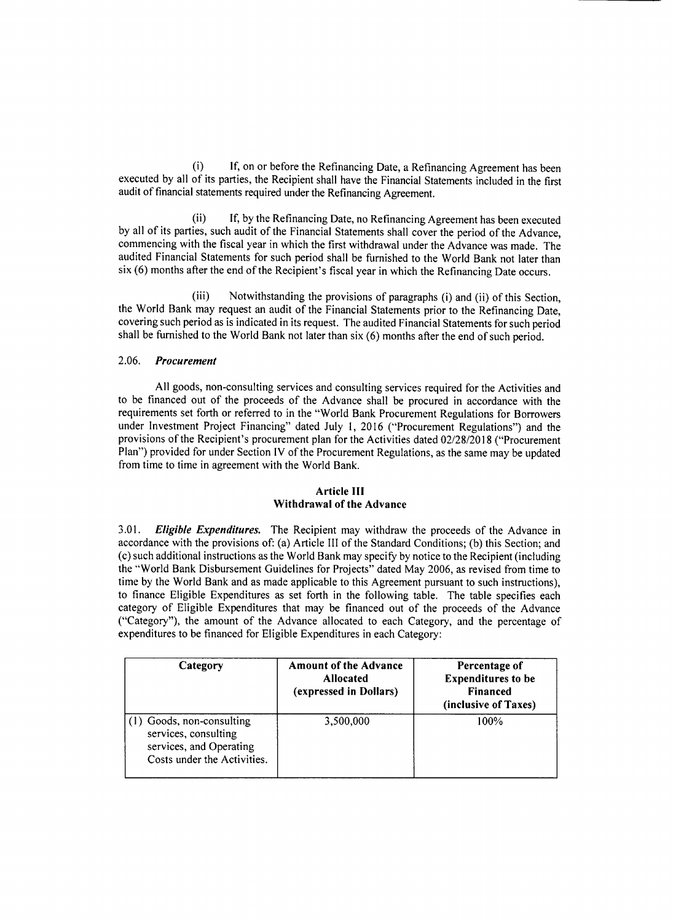(i) If, on or before the Refinancing Date, a Refinancing Agreement has been executed by all of its parties, the Recipient shall have the Financial Statements included in the first audit of financial statements required under the Refinancing Agreement.

(ii) If, by the Refinancing Date, no Refinancing Agreement has been executed by all of its parties, such audit of the Financial Statements shall cover the period of the Advance, commencing with the fiscal year in which the first withdrawal under the Advance was made. The audited Financial Statements for such period shall be furnished to the World Bank not later than six (6) months after the end of the Recipient's fiscal year in which the Refinancing Date occurs.

(iii) Notwithstanding the provisions of paragraphs (i) and (ii) of this Section, the World Bank may request an audit of the Financial Statements prior to the Refinancing Date, covering such period as is indicated in its request. The audited Financial Statements for such period shall be furnished to the World Bank not later than six (6) months after the end of such period.

2.06. ***Procurement***

All goods, non-consulting services and consulting services required for the Activities and to be financed out of the proceeds of the Advance shall be procured in accordance with the requirements set forth or referred to in the "World Bank Procurement Regulations for Borrowers under Investment Project Financing" dated July 1, 2016 ("Procurement Regulations") and the provisions of the Recipient's procurement plan for the Activities dated 02/28/2018 ("Procurement Plan") provided for under Section IV of the Procurement Regulations, as the same may be updated from time to time in agreement with the World Bank.

## Article III
## Withdrawal of the Advance

3.01. ***Eligible Expenditures.*** The Recipient may withdraw the proceeds of the Advance in accordance with the provisions of: (a) Article III of the Standard Conditions; (b) this Section; and (c) such additional instructions as the World Bank may specify by notice to the Recipient (including the "World Bank Disbursement Guidelines for Projects" dated May 2006, as revised from time to time by the World Bank and as made applicable to this Agreement pursuant to such instructions), to finance Eligible Expenditures as set forth in the following table. The table specifies each category of Eligible Expenditures that may be financed out of the proceeds of the Advance ("Category"), the amount of the Advance allocated to each Category, and the percentage of expenditures to be financed for Eligible Expenditures in each Category:

| Category | Amount of the Advance Allocated (expressed in Dollars) | Percentage of Expenditures to be Financed (inclusive of Taxes) |
|---|---|---|
| (1) Goods, non-consulting services, consulting services, and Operating Costs under the Activities. | 3,500,000 | 100% |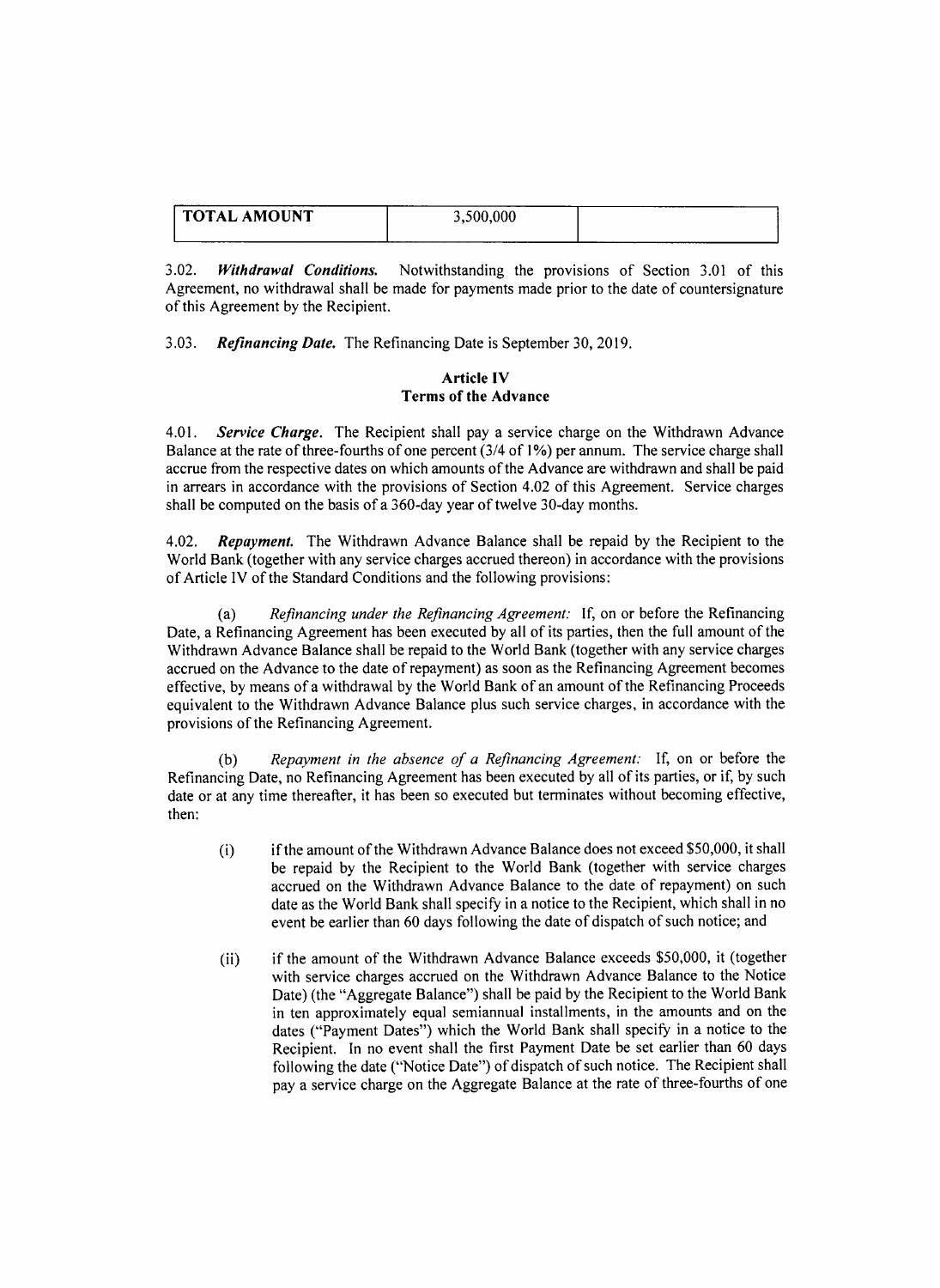| TOTAL AMOUNT | 3,500,000 | |
|---|---|---|

3.02. ***Withdrawal Conditions.*** Notwithstanding the provisions of Section 3.01 of this Agreement, no withdrawal shall be made for payments made prior to the date of countersignature of this Agreement by the Recipient.

3.03. ***Refinancing Date.*** The Refinancing Date is September 30, 2019.

## Article IV
## Terms of the Advance

4.01. ***Service Charge.*** The Recipient shall pay a service charge on the Withdrawn Advance Balance at the rate of three-fourths of one percent (3/4 of 1%) per annum. The service charge shall accrue from the respective dates on which amounts of the Advance are withdrawn and shall be paid in arrears in accordance with the provisions of Section 4.02 of this Agreement. Service charges shall be computed on the basis of a 360-day year of twelve 30-day months.

4.02. ***Repayment.*** The Withdrawn Advance Balance shall be repaid by the Recipient to the World Bank (together with any service charges accrued thereon) in accordance with the provisions of Article IV of the Standard Conditions and the following provisions:

(a) *Refinancing under the Refinancing Agreement:* If, on or before the Refinancing Date, a Refinancing Agreement has been executed by all of its parties, then the full amount of the Withdrawn Advance Balance shall be repaid to the World Bank (together with any service charges accrued on the Advance to the date of repayment) as soon as the Refinancing Agreement becomes effective, by means of a withdrawal by the World Bank of an amount of the Refinancing Proceeds equivalent to the Withdrawn Advance Balance plus such service charges, in accordance with the provisions of the Refinancing Agreement.

(b) *Repayment in the absence of a Refinancing Agreement:* If, on or before the Refinancing Date, no Refinancing Agreement has been executed by all of its parties, or if, by such date or at any time thereafter, it has been so executed but terminates without becoming effective, then:

(i) if the amount of the Withdrawn Advance Balance does not exceed $50,000, it shall be repaid by the Recipient to the World Bank (together with service charges accrued on the Withdrawn Advance Balance to the date of repayment) on such date as the World Bank shall specify in a notice to the Recipient, which shall in no event be earlier than 60 days following the date of dispatch of such notice; and

(ii) if the amount of the Withdrawn Advance Balance exceeds $50,000, it (together with service charges accrued on the Withdrawn Advance Balance to the Notice Date) (the "Aggregate Balance") shall be paid by the Recipient to the World Bank in ten approximately equal semiannual installments, in the amounts and on the dates ("Payment Dates") which the World Bank shall specify in a notice to the Recipient. In no event shall the first Payment Date be set earlier than 60 days following the date ("Notice Date") of dispatch of such notice. The Recipient shall pay a service charge on the Aggregate Balance at the rate of three-fourths of one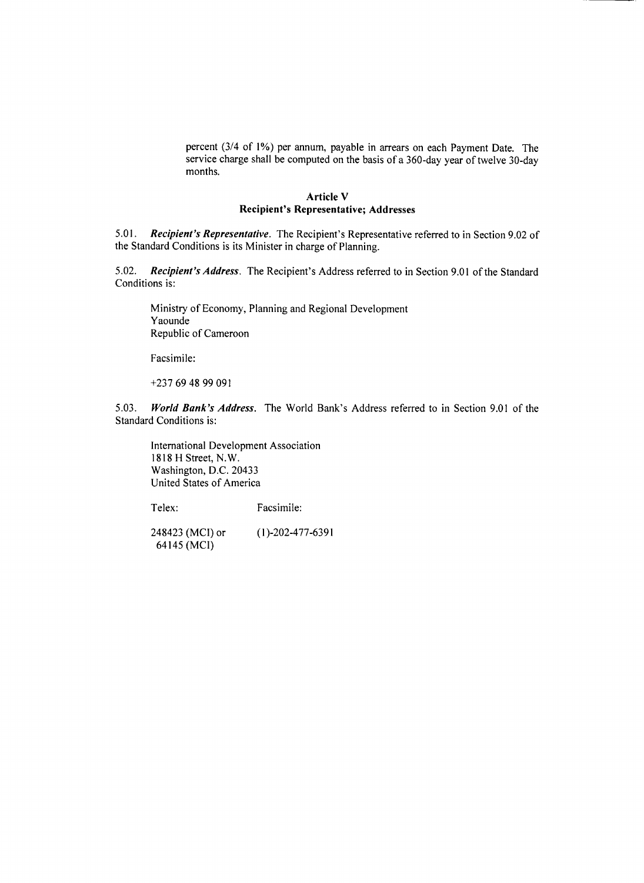percent (3/4 of 1%) per annum, payable in arrears on each Payment Date. The service charge shall be computed on the basis of a 360-day year of twelve 30-day months.

## Article V
## Recipient's Representative; Addresses

5.01. ***Recipient's Representative***. The Recipient's Representative referred to in Section 9.02 of the Standard Conditions is its Minister in charge of Planning.

5.02. ***Recipient's Address***. The Recipient's Address referred to in Section 9.01 of the Standard Conditions is:

Ministry of Economy, Planning and Regional Development
Yaounde
Republic of Cameroon

Facsimile:

+237 69 48 99 091

5.03. ***World Bank's Address***. The World Bank's Address referred to in Section 9.01 of the Standard Conditions is:

International Development Association
1818 H Street, N.W.
Washington, D.C. 20433
United States of America

| Telex: | Facsimile: |
|---|---|
| 248423 (MCI) or 64145 (MCI) | (1)-202-477-6391 |